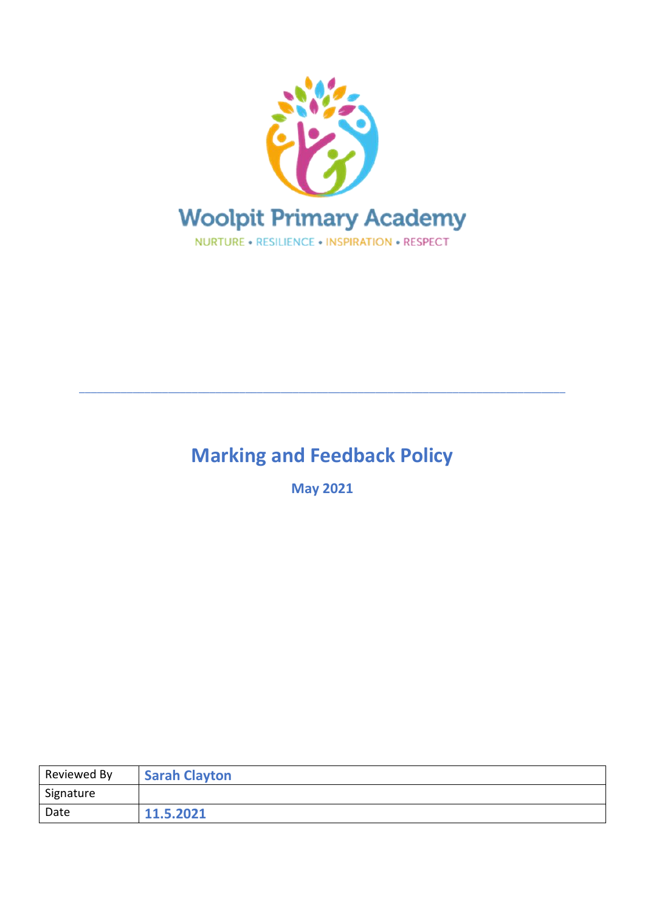Woolpit Primary Academy

NURTURE • RESILIENCE • INSPIRATION • RESPECT

---

# Marking and Feedback Policy

**May 2021**

| Reviewed By | **Sarah Clayton** |
|---|---|
| Signature | |
| Date | **11.5.2021** |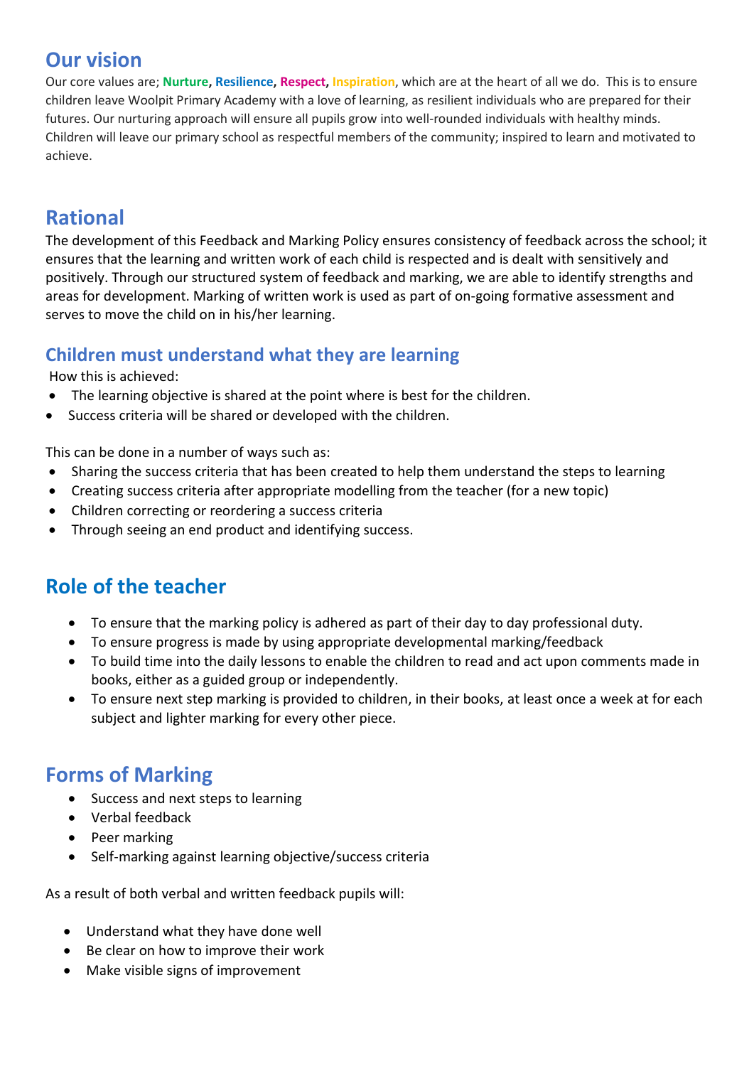## Our vision

Our core values are; **Nurture**, **Resilience**, **Respect**, **Inspiration**, which are at the heart of all we do. This is to ensure children leave Woolpit Primary Academy with a love of learning, as resilient individuals who are prepared for their futures. Our nurturing approach will ensure all pupils grow into well-rounded individuals with healthy minds. Children will leave our primary school as respectful members of the community; inspired to learn and motivated to achieve.

## Rational

The development of this Feedback and Marking Policy ensures consistency of feedback across the school; it ensures that the learning and written work of each child is respected and is dealt with sensitively and positively. Through our structured system of feedback and marking, we are able to identify strengths and areas for development. Marking of written work is used as part of on-going formative assessment and serves to move the child on in his/her learning.

### Children must understand what they are learning

How this is achieved:

- The learning objective is shared at the point where is best for the children.
- Success criteria will be shared or developed with the children.

This can be done in a number of ways such as:

- Sharing the success criteria that has been created to help them understand the steps to learning
- Creating success criteria after appropriate modelling from the teacher (for a new topic)
- Children correcting or reordering a success criteria
- Through seeing an end product and identifying success.

## Role of the teacher

- To ensure that the marking policy is adhered as part of their day to day professional duty.
- To ensure progress is made by using appropriate developmental marking/feedback
- To build time into the daily lessons to enable the children to read and act upon comments made in books, either as a guided group or independently.
- To ensure next step marking is provided to children, in their books, at least once a week at for each subject and lighter marking for every other piece.

## Forms of Marking

- Success and next steps to learning
- Verbal feedback
- Peer marking
- Self-marking against learning objective/success criteria

As a result of both verbal and written feedback pupils will:

- Understand what they have done well
- Be clear on how to improve their work
- Make visible signs of improvement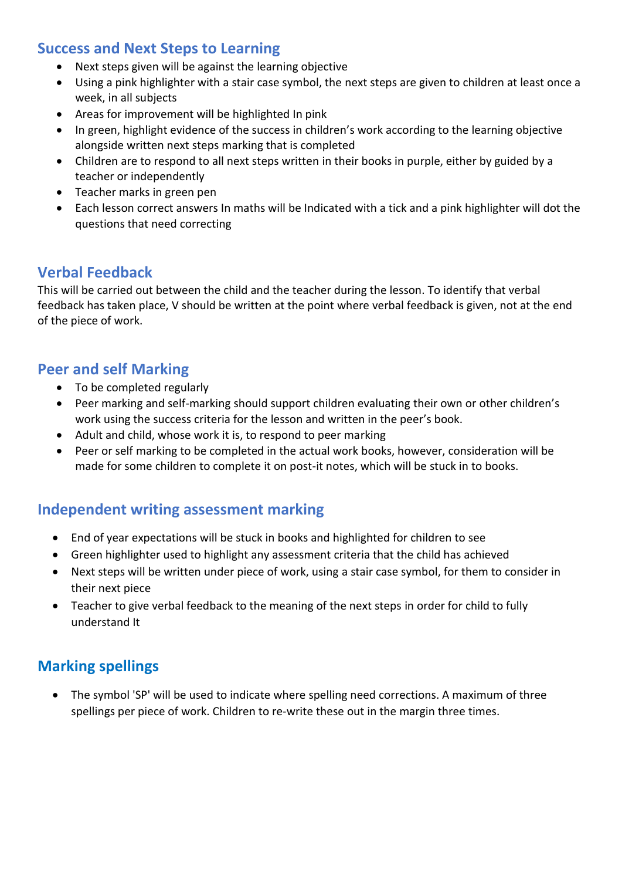## Success and Next Steps to Learning

- Next steps given will be against the learning objective
- Using a pink highlighter with a stair case symbol, the next steps are given to children at least once a week, in all subjects
- Areas for improvement will be highlighted In pink
- In green, highlight evidence of the success in children's work according to the learning objective alongside written next steps marking that is completed
- Children are to respond to all next steps written in their books in purple, either by guided by a teacher or independently
- Teacher marks in green pen
- Each lesson correct answers In maths will be Indicated with a tick and a pink highlighter will dot the questions that need correcting

## Verbal Feedback

This will be carried out between the child and the teacher during the lesson. To identify that verbal feedback has taken place, V should be written at the point where verbal feedback is given, not at the end of the piece of work.

## Peer and self Marking

- To be completed regularly
- Peer marking and self-marking should support children evaluating their own or other children's work using the success criteria for the lesson and written in the peer's book.
- Adult and child, whose work it is, to respond to peer marking
- Peer or self marking to be completed in the actual work books, however, consideration will be made for some children to complete it on post-it notes, which will be stuck in to books.

## Independent writing assessment marking

- End of year expectations will be stuck in books and highlighted for children to see
- Green highlighter used to highlight any assessment criteria that the child has achieved
- Next steps will be written under piece of work, using a stair case symbol, for them to consider in their next piece
- Teacher to give verbal feedback to the meaning of the next steps in order for child to fully understand It

## Marking spellings

- The symbol 'SP' will be used to indicate where spelling need corrections. A maximum of three spellings per piece of work. Children to re-write these out in the margin three times.